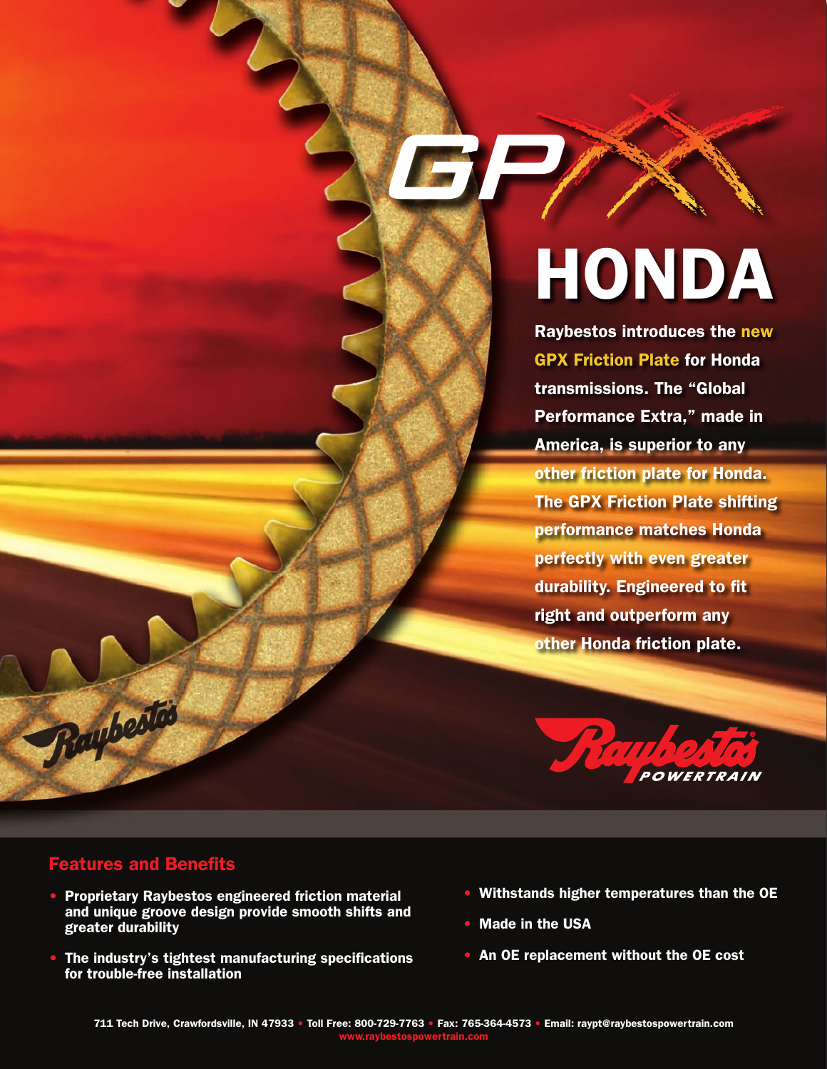# GPX

# HONDA

**Raybestos introduces the new GPX Friction Plate for Honda transmissions. The "Global Performance Extra," made in America, is superior to any other friction plate for Honda. The GPX Friction Plate shifting performance matches Honda perfectly with even greater durability. Engineered to fit right and outperform any other Honda friction plate.**

Raybestos POWERTRAIN

## Features and Benefits

- **Proprietary Raybestos engineered friction material and unique groove design provide smooth shifts and greater durability**
- **The industry's tightest manufacturing specifications for trouble-free installation**
- **Withstands higher temperatures than the OE**
- **Made in the USA**
- **An OE replacement without the OE cost**

711 Tech Drive, Crawfordsville, IN 47933 • Toll Free: 800-729-7763 • Fax: 765-364-4573 • Email: raypt@raybestospowertrain.com
www.raybestospowertrain.com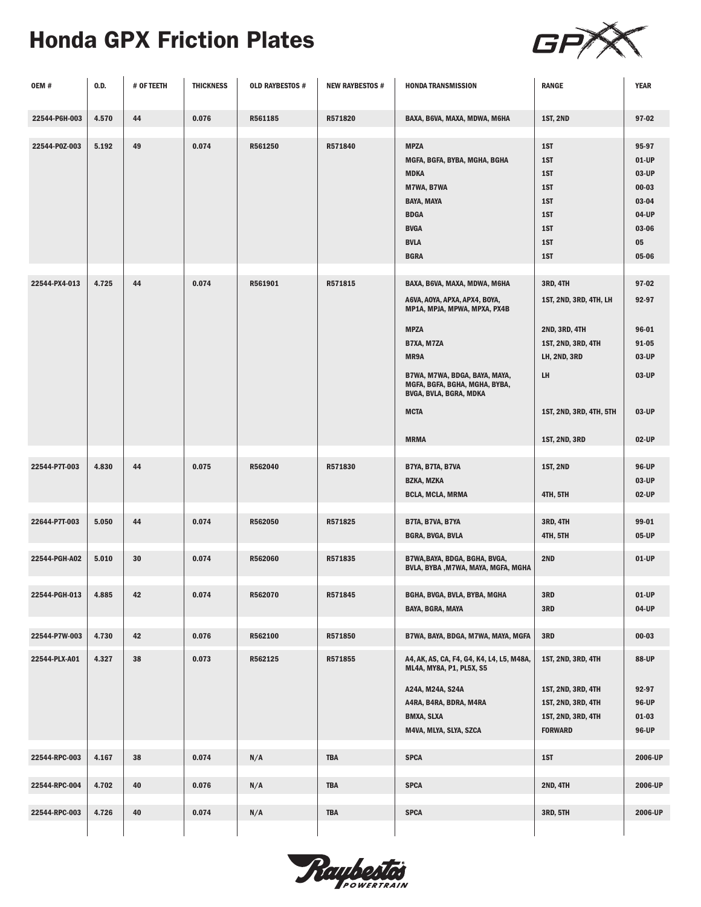# Honda GPX Friction Plates

| OEM # | O.D. | # OF TEETH | THICKNESS | OLD RAYBESTOS # | NEW RAYBESTOS # | HONDA TRANSMISSION | RANGE | YEAR |
|---|---|---|---|---|---|---|---|---|
| 22544-P6H-003 | 4.570 | 44 | 0.076 | R561185 | R571820 | BAXA, B6VA, MAXA, MDWA, M6HA | 1ST, 2ND | 97-02 |
| 22544-P0Z-003 | 5.192 | 49 | 0.074 | R561250 | R571840 | MPZA | 1ST | 95-97 |
| | | | | | | MGFA, BGFA, BYBA, MGHA, BGHA | 1ST | 01-UP |
| | | | | | | MDKA | 1ST | 03-UP |
| | | | | | | M7WA, B7WA | 1ST | 00-03 |
| | | | | | | BAYA, MAYA | 1ST | 03-04 |
| | | | | | | BDGA | 1ST | 04-UP |
| | | | | | | BVGA | 1ST | 03-06 |
| | | | | | | BVLA | 1ST | 05 |
| | | | | | | BGRA | 1ST | 05-06 |
| 22544-PX4-013 | 4.725 | 44 | 0.074 | R561901 | R571815 | BAXA, B6VA, MAXA, MDWA, M6HA | 3RD, 4TH | 97-02 |
| | | | | | | A6VA, A0YA, APXA, APX4, BOYA, MP1A, MPJA, MPWA, MPXA, PX4B | 1ST, 2ND, 3RD, 4TH, LH | 92-97 |
| | | | | | | MPZA | 2ND, 3RD, 4TH | 96-01 |
| | | | | | | B7XA, M7ZA | 1ST, 2ND, 3RD, 4TH | 91-05 |
| | | | | | | MR9A | LH, 2ND, 3RD | 03-UP |
| | | | | | | B7WA, M7WA, BDGA, BAYA, MAYA, MGFA, BGFA, BGHA, MGHA, BYBA, BVGA, BVLA, BGRA, MDKA | LH | 03-UP |
| | | | | | | MCTA | 1ST, 2ND, 3RD, 4TH, 5TH | 03-UP |
| | | | | | | MRMA | 1ST, 2ND, 3RD | 02-UP |
| 22544-P7T-003 | 4.830 | 44 | 0.075 | R562040 | R571830 | B7YA, B7TA, B7VA | 1ST, 2ND | 96-UP |
| | | | | | | BZKA, MZKA | | 03-UP |
| | | | | | | BCLA, MCLA, MRMA | 4TH, 5TH | 02-UP |
| 22644-P7T-003 | 5.050 | 44 | 0.074 | R562050 | R571825 | B7TA, B7VA, B7YA | 3RD, 4TH | 99-01 |
| | | | | | | BGRA, BVGA, BVLA | 4TH, 5TH | 05-UP |
| 22544-PGH-A02 | 5.010 | 30 | 0.074 | R562060 | R571835 | B7WA,BAYA, BDGA, BGHA, BVGA, BVLA, BYBA ,M7WA, MAYA, MGFA, MGHA | 2ND | 01-UP |
| 22544-PGH-013 | 4.885 | 42 | 0.074 | R562070 | R571845 | BGHA, BVGA, BVLA, BYBA, MGHA | 3RD | 01-UP |
| | | | | | | BAYA, BGRA, MAYA | 3RD | 04-UP |
| 22544-P7W-003 | 4.730 | 42 | 0.076 | R562100 | R571850 | B7WA, BAYA, BDGA, M7WA, MAYA, MGFA | 3RD | 00-03 |
| 22544-PLX-A01 | 4.327 | 38 | 0.073 | R562125 | R571855 | A4, AK, AS, CA, F4, G4, K4, L4, L5, M48A, ML4A, MY8A, P1, PL5X, S5 | 1ST, 2ND, 3RD, 4TH | 88-UP |
| | | | | | | A24A, M24A, S24A | 1ST, 2ND, 3RD, 4TH | 92-97 |
| | | | | | | A4RA, B4RA, BDRA, M4RA | 1ST, 2ND, 3RD, 4TH | 96-UP |
| | | | | | | BMXA, SLXA | 1ST, 2ND, 3RD, 4TH | 01-03 |
| | | | | | | M4VA, MLYA, SLYA, SZCA | FORWARD | 96-UP |
| 22544-RPC-003 | 4.167 | 38 | 0.074 | N/A | TBA | SPCA | 1ST | 2006-UP |
| 22544-RPC-004 | 4.702 | 40 | 0.076 | N/A | TBA | SPCA | 2ND, 4TH | 2006-UP |
| 22544-RPC-003 | 4.726 | 40 | 0.074 | N/A | TBA | SPCA | 3RD, 5TH | 2006-UP |